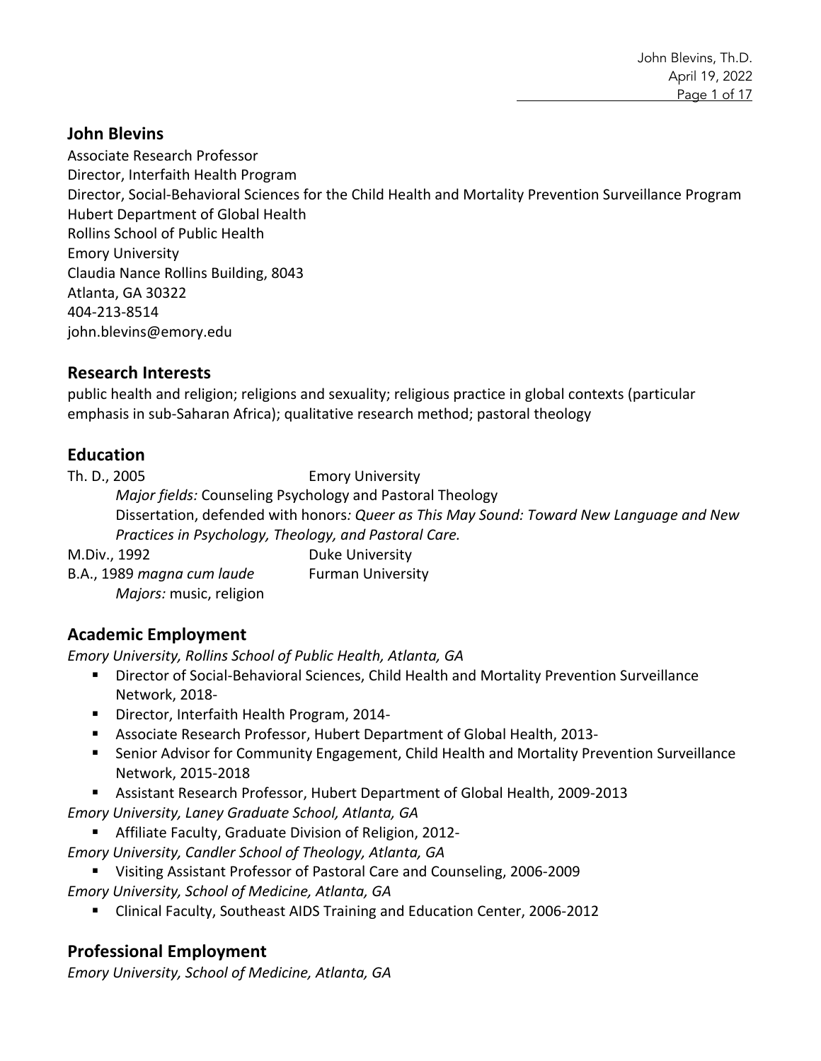## John Blevins

Associate Research Professor
Director, Interfaith Health Program
Director, Social-Behavioral Sciences for the Child Health and Mortality Prevention Surveillance Program
Hubert Department of Global Health
Rollins School of Public Health
Emory University
Claudia Nance Rollins Building, 8043
Atlanta, GA 30322
404-213-8514
john.blevins@emory.edu

## Research Interests

public health and religion; religions and sexuality; religious practice in global contexts (particular emphasis in sub-Saharan Africa); qualitative research method; pastoral theology

## Education

Th. D., 2005 — Emory University

*Major fields:* Counseling Psychology and Pastoral Theology

Dissertation, defended with honors*: Queer as This May Sound: Toward New Language and New Practices in Psychology, Theology, and Pastoral Care.*

M.Div., 1992 — Duke University

B.A., 1989 *magna cum laude* — Furman University

*Majors:* music, religion

## Academic Employment

*Emory University, Rollins School of Public Health, Atlanta, GA*

- Director of Social-Behavioral Sciences, Child Health and Mortality Prevention Surveillance Network, 2018-
- Director, Interfaith Health Program, 2014-
- Associate Research Professor, Hubert Department of Global Health, 2013-
- Senior Advisor for Community Engagement, Child Health and Mortality Prevention Surveillance Network, 2015-2018
- Assistant Research Professor, Hubert Department of Global Health, 2009-2013

*Emory University, Laney Graduate School, Atlanta, GA*

- Affiliate Faculty, Graduate Division of Religion, 2012-

*Emory University, Candler School of Theology, Atlanta, GA*

- Visiting Assistant Professor of Pastoral Care and Counseling, 2006-2009

*Emory University, School of Medicine, Atlanta, GA*

- Clinical Faculty, Southeast AIDS Training and Education Center, 2006-2012

## Professional Employment

*Emory University, School of Medicine, Atlanta, GA*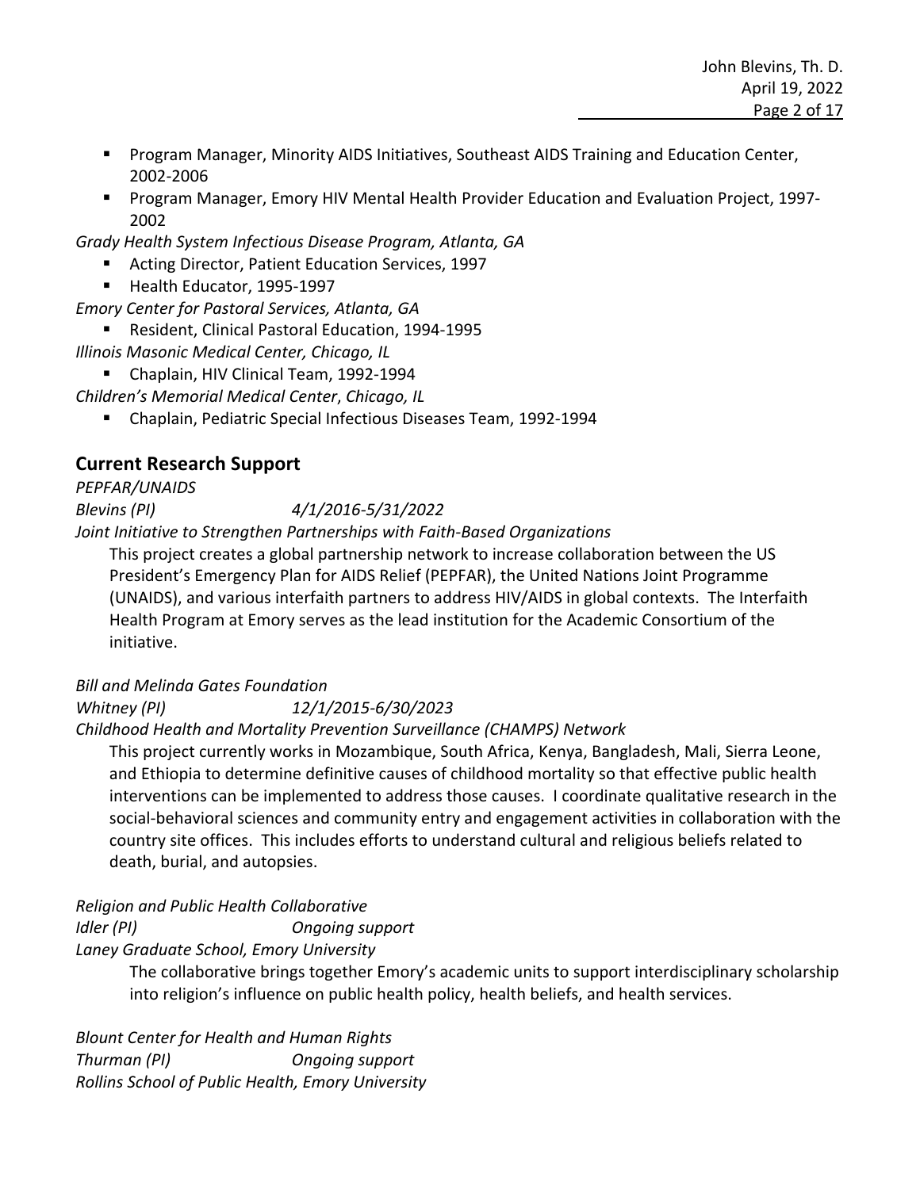- Program Manager, Minority AIDS Initiatives, Southeast AIDS Training and Education Center, 2002-2006
- Program Manager, Emory HIV Mental Health Provider Education and Evaluation Project, 1997-2002

*Grady Health System Infectious Disease Program, Atlanta, GA*

- Acting Director, Patient Education Services, 1997
- Health Educator, 1995-1997

*Emory Center for Pastoral Services, Atlanta, GA*

- Resident, Clinical Pastoral Education, 1994-1995

*Illinois Masonic Medical Center, Chicago, IL*

- Chaplain, HIV Clinical Team, 1992-1994

*Children's Memorial Medical Center, Chicago, IL*

- Chaplain, Pediatric Special Infectious Diseases Team, 1992-1994

## Current Research Support

*PEPFAR/UNAIDS*
*Blevins (PI)* *4/1/2016-5/31/2022*
*Joint Initiative to Strengthen Partnerships with Faith-Based Organizations*

This project creates a global partnership network to increase collaboration between the US President's Emergency Plan for AIDS Relief (PEPFAR), the United Nations Joint Programme (UNAIDS), and various interfaith partners to address HIV/AIDS in global contexts. The Interfaith Health Program at Emory serves as the lead institution for the Academic Consortium of the initiative.

*Bill and Melinda Gates Foundation*
*Whitney (PI)* *12/1/2015-6/30/2023*
*Childhood Health and Mortality Prevention Surveillance (CHAMPS) Network*

This project currently works in Mozambique, South Africa, Kenya, Bangladesh, Mali, Sierra Leone, and Ethiopia to determine definitive causes of childhood mortality so that effective public health interventions can be implemented to address those causes. I coordinate qualitative research in the social-behavioral sciences and community entry and engagement activities in collaboration with the country site offices. This includes efforts to understand cultural and religious beliefs related to death, burial, and autopsies.

*Religion and Public Health Collaborative*
*Idler (PI)* *Ongoing support*
*Laney Graduate School, Emory University*

The collaborative brings together Emory's academic units to support interdisciplinary scholarship into religion's influence on public health policy, health beliefs, and health services.

*Blount Center for Health and Human Rights*
*Thurman (PI)* *Ongoing support*
*Rollins School of Public Health, Emory University*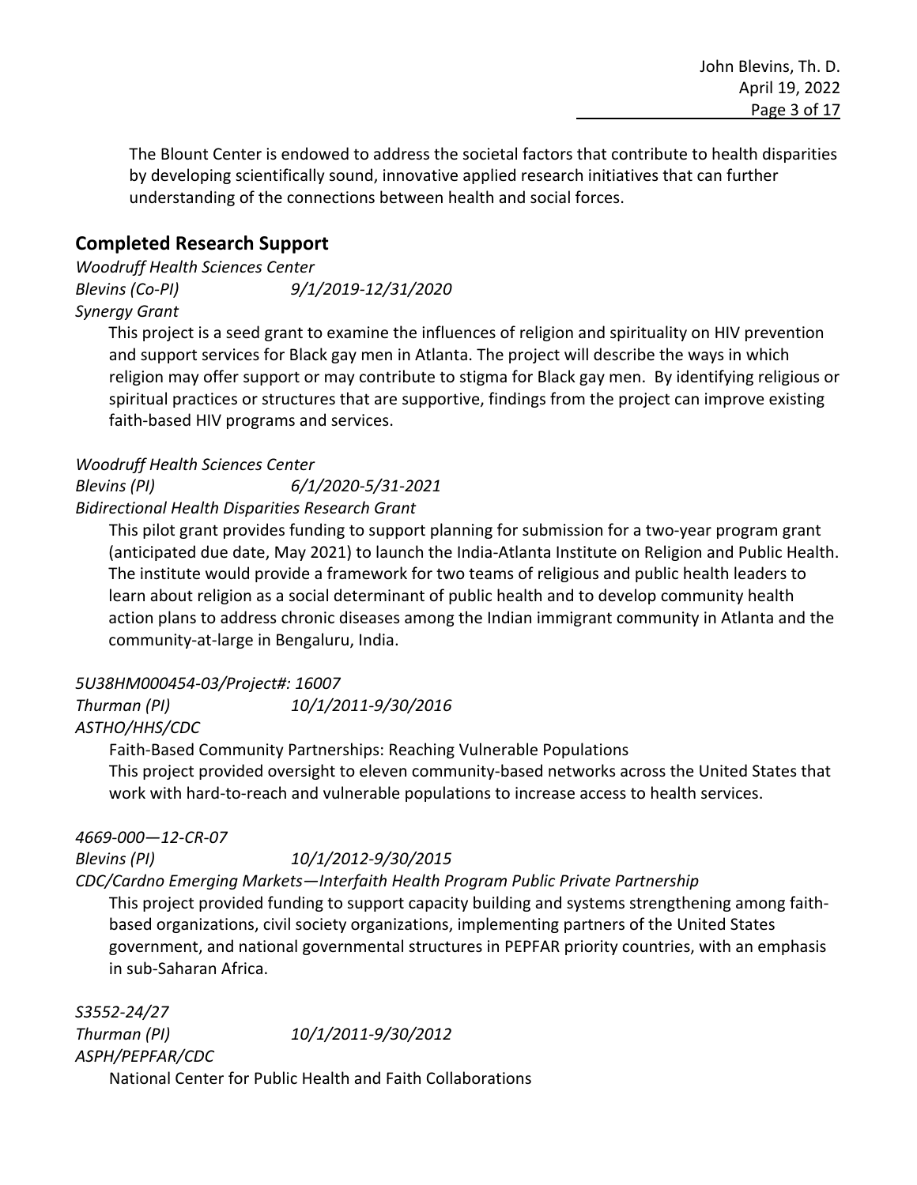The Blount Center is endowed to address the societal factors that contribute to health disparities by developing scientifically sound, innovative applied research initiatives that can further understanding of the connections between health and social forces.

## Completed Research Support

*Woodruff Health Sciences Center*
*Blevins (Co-PI)* *9/1/2019-12/31/2020*
*Synergy Grant*

This project is a seed grant to examine the influences of religion and spirituality on HIV prevention and support services for Black gay men in Atlanta. The project will describe the ways in which religion may offer support or may contribute to stigma for Black gay men. By identifying religious or spiritual practices or structures that are supportive, findings from the project can improve existing faith-based HIV programs and services.

*Woodruff Health Sciences Center*
*Blevins (PI)* *6/1/2020-5/31-2021*
*Bidirectional Health Disparities Research Grant*

This pilot grant provides funding to support planning for submission for a two-year program grant (anticipated due date, May 2021) to launch the India-Atlanta Institute on Religion and Public Health. The institute would provide a framework for two teams of religious and public health leaders to learn about religion as a social determinant of public health and to develop community health action plans to address chronic diseases among the Indian immigrant community in Atlanta and the community-at-large in Bengaluru, India.

*5U38HM000454-03/Project#: 16007*
*Thurman (PI)* *10/1/2011-9/30/2016*
*ASTHO/HHS/CDC*

Faith-Based Community Partnerships: Reaching Vulnerable Populations
This project provided oversight to eleven community-based networks across the United States that work with hard-to-reach and vulnerable populations to increase access to health services.

*4669-000—12-CR-07*
*Blevins (PI)* *10/1/2012-9/30/2015*
*CDC/Cardno Emerging Markets—Interfaith Health Program Public Private Partnership*

This project provided funding to support capacity building and systems strengthening among faith-based organizations, civil society organizations, implementing partners of the United States government, and national governmental structures in PEPFAR priority countries, with an emphasis in sub-Saharan Africa.

*S3552-24/27*
*Thurman (PI)* *10/1/2011-9/30/2012*
*ASPH/PEPFAR/CDC*

National Center for Public Health and Faith Collaborations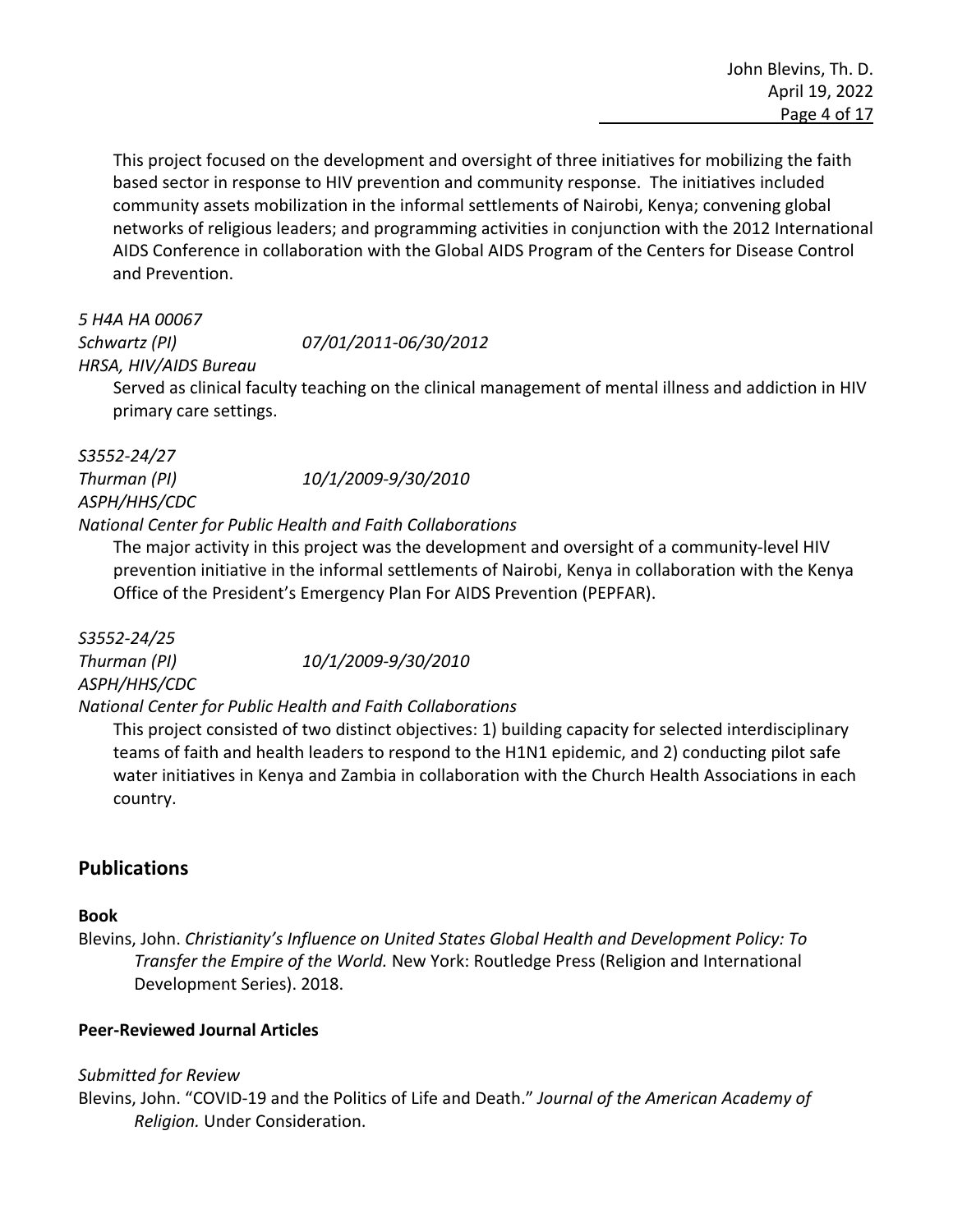This project focused on the development and oversight of three initiatives for mobilizing the faith based sector in response to HIV prevention and community response. The initiatives included community assets mobilization in the informal settlements of Nairobi, Kenya; convening global networks of religious leaders; and programming activities in conjunction with the 2012 International AIDS Conference in collaboration with the Global AIDS Program of the Centers for Disease Control and Prevention.

*5 H4A HA 00067*
*Schwartz (PI)* *07/01/2011-06/30/2012*
*HRSA, HIV/AIDS Bureau*

Served as clinical faculty teaching on the clinical management of mental illness and addiction in HIV primary care settings.

*S3552-24/27*
*Thurman (PI)* *10/1/2009-9/30/2010*
*ASPH/HHS/CDC*
*National Center for Public Health and Faith Collaborations*

The major activity in this project was the development and oversight of a community-level HIV prevention initiative in the informal settlements of Nairobi, Kenya in collaboration with the Kenya Office of the President's Emergency Plan For AIDS Prevention (PEPFAR).

*S3552-24/25*
*Thurman (PI)* *10/1/2009-9/30/2010*
*ASPH/HHS/CDC*
*National Center for Public Health and Faith Collaborations*

This project consisted of two distinct objectives: 1) building capacity for selected interdisciplinary teams of faith and health leaders to respond to the H1N1 epidemic, and 2) conducting pilot safe water initiatives in Kenya and Zambia in collaboration with the Church Health Associations in each country.

## Publications

**Book**

Blevins, John. *Christianity's Influence on United States Global Health and Development Policy: To Transfer the Empire of the World.* New York: Routledge Press (Religion and International Development Series). 2018.

**Peer-Reviewed Journal Articles**

*Submitted for Review*

Blevins, John. "COVID-19 and the Politics of Life and Death." *Journal of the American Academy of Religion.* Under Consideration.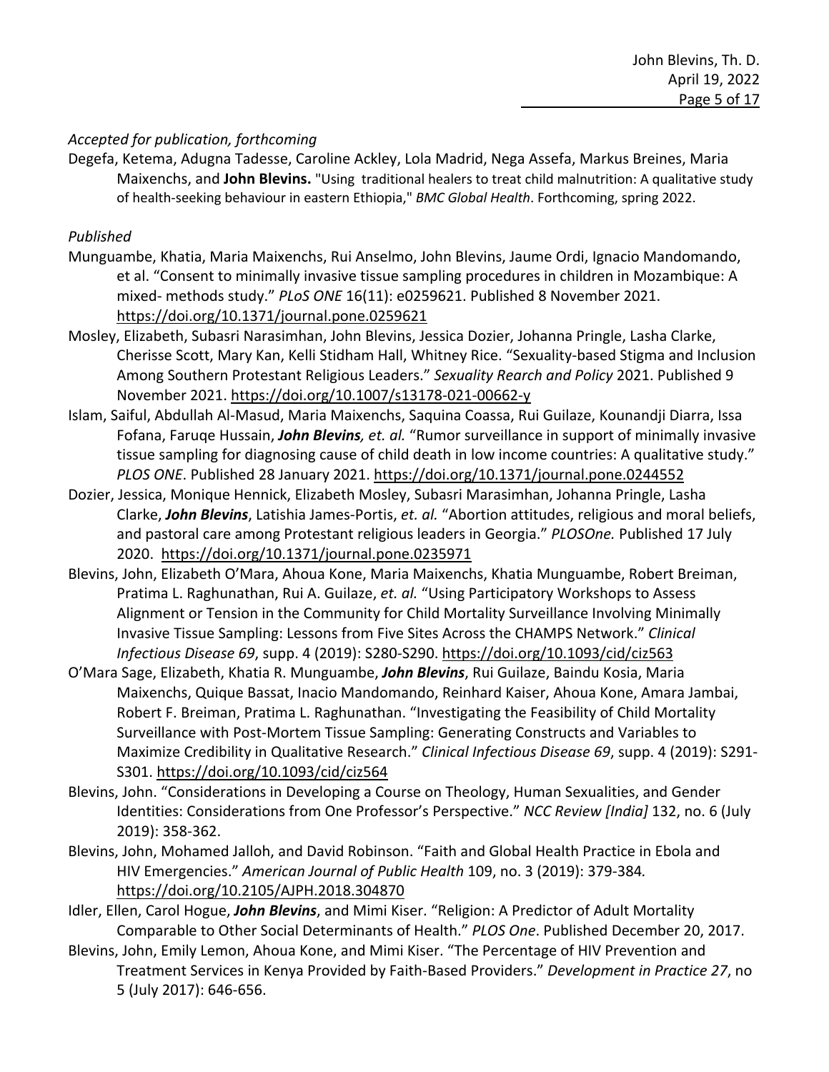*Accepted for publication, forthcoming*

Degefa, Ketema, Adugna Tadesse, Caroline Ackley, Lola Madrid, Nega Assefa, Markus Breines, Maria Maixenchs, and **John Blevins.** "Using traditional healers to treat child malnutrition: A qualitative study of health-seeking behaviour in eastern Ethiopia," *BMC Global Health*. Forthcoming, spring 2022.

*Published*

Munguambe, Khatia, Maria Maixenchs, Rui Anselmo, John Blevins, Jaume Ordi, Ignacio Mandomando, et al. "Consent to minimally invasive tissue sampling procedures in children in Mozambique: A mixed- methods study." *PLoS ONE* 16(11): e0259621. Published 8 November 2021. https://doi.org/10.1371/journal.pone.0259621

Mosley, Elizabeth, Subasri Narasimhan, John Blevins, Jessica Dozier, Johanna Pringle, Lasha Clarke, Cherisse Scott, Mary Kan, Kelli Stidham Hall, Whitney Rice. "Sexuality-based Stigma and Inclusion Among Southern Protestant Religious Leaders." *Sexuality Rearch and Policy* 2021. Published 9 November 2021. https://doi.org/10.1007/s13178-021-00662-y

Islam, Saiful, Abdullah Al-Masud, Maria Maixenchs, Saquina Coassa, Rui Guilaze, Kounandji Diarra, Issa Fofana, Faruqe Hussain, ***John Blevins**, et. al.* "Rumor surveillance in support of minimally invasive tissue sampling for diagnosing cause of child death in low income countries: A qualitative study." *PLOS ONE*. Published 28 January 2021. https://doi.org/10.1371/journal.pone.0244552

Dozier, Jessica, Monique Hennick, Elizabeth Mosley, Subasri Marasimhan, Johanna Pringle, Lasha Clarke, ***John Blevins***, Latishia James-Portis, *et. al.* "Abortion attitudes, religious and moral beliefs, and pastoral care among Protestant religious leaders in Georgia." *PLOSOne.* Published 17 July 2020. https://doi.org/10.1371/journal.pone.0235971

Blevins, John, Elizabeth O'Mara, Ahoua Kone, Maria Maixenchs, Khatia Munguambe, Robert Breiman, Pratima L. Raghunathan, Rui A. Guilaze, *et. al.* "Using Participatory Workshops to Assess Alignment or Tension in the Community for Child Mortality Surveillance Involving Minimally Invasive Tissue Sampling: Lessons from Five Sites Across the CHAMPS Network." *Clinical Infectious Disease 69*, supp. 4 (2019): S280-S290. https://doi.org/10.1093/cid/ciz563

O'Mara Sage, Elizabeth, Khatia R. Munguambe, ***John Blevins***, Rui Guilaze, Baindu Kosia, Maria Maixenchs, Quique Bassat, Inacio Mandomando, Reinhard Kaiser, Ahoua Kone, Amara Jambai, Robert F. Breiman, Pratima L. Raghunathan. "Investigating the Feasibility of Child Mortality Surveillance with Post-Mortem Tissue Sampling: Generating Constructs and Variables to Maximize Credibility in Qualitative Research." *Clinical Infectious Disease 69*, supp. 4 (2019): S291-S301. https://doi.org/10.1093/cid/ciz564

Blevins, John. "Considerations in Developing a Course on Theology, Human Sexualities, and Gender Identities: Considerations from One Professor's Perspective." *NCC Review [India]* 132, no. 6 (July 2019): 358-362.

Blevins, John, Mohamed Jalloh, and David Robinson. "Faith and Global Health Practice in Ebola and HIV Emergencies." *American Journal of Public Health* 109, no. 3 (2019): 379-384*.* https://doi.org/10.2105/AJPH.2018.304870

Idler, Ellen, Carol Hogue, ***John Blevins***, and Mimi Kiser. "Religion: A Predictor of Adult Mortality Comparable to Other Social Determinants of Health." *PLOS One*. Published December 20, 2017.

Blevins, John, Emily Lemon, Ahoua Kone, and Mimi Kiser. "The Percentage of HIV Prevention and Treatment Services in Kenya Provided by Faith-Based Providers." *Development in Practice 27*, no 5 (July 2017): 646-656.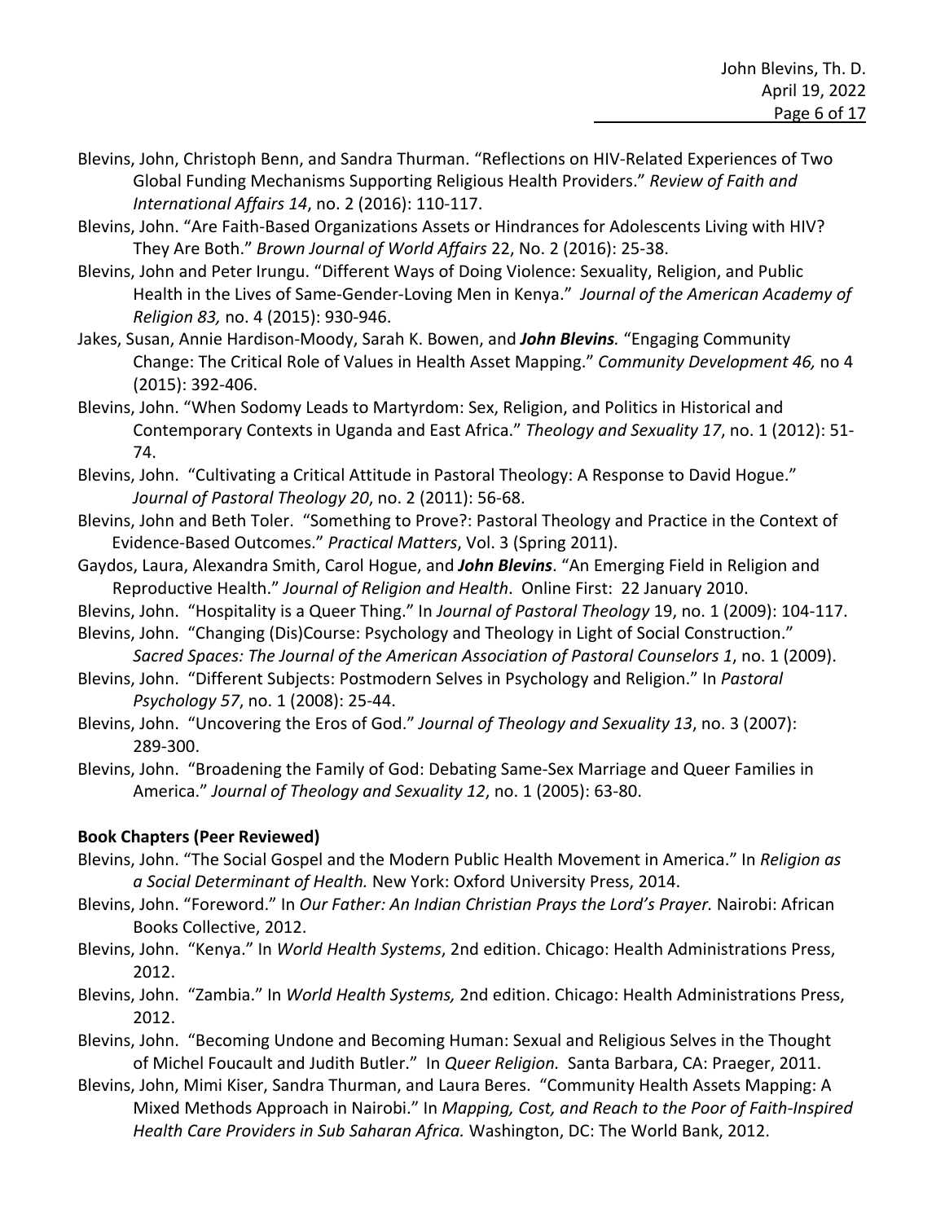Blevins, John, Christoph Benn, and Sandra Thurman. "Reflections on HIV-Related Experiences of Two Global Funding Mechanisms Supporting Religious Health Providers." *Review of Faith and International Affairs 14*, no. 2 (2016): 110-117.

Blevins, John. "Are Faith-Based Organizations Assets or Hindrances for Adolescents Living with HIV? They Are Both." *Brown Journal of World Affairs* 22, No. 2 (2016): 25-38.

Blevins, John and Peter Irungu. "Different Ways of Doing Violence: Sexuality, Religion, and Public Health in the Lives of Same-Gender-Loving Men in Kenya." *Journal of the American Academy of Religion 83,* no. 4 (2015): 930-946.

Jakes, Susan, Annie Hardison-Moody, Sarah K. Bowen, and ***John Blevins.*** "Engaging Community Change: The Critical Role of Values in Health Asset Mapping." *Community Development 46,* no 4 (2015): 392-406.

Blevins, John. "When Sodomy Leads to Martyrdom: Sex, Religion, and Politics in Historical and Contemporary Contexts in Uganda and East Africa." *Theology and Sexuality 17*, no. 1 (2012): 51-74.

Blevins, John. "Cultivating a Critical Attitude in Pastoral Theology: A Response to David Hogue." *Journal of Pastoral Theology 20*, no. 2 (2011): 56-68.

Blevins, John and Beth Toler. "Something to Prove?: Pastoral Theology and Practice in the Context of Evidence-Based Outcomes." *Practical Matters*, Vol. 3 (Spring 2011).

Gaydos, Laura, Alexandra Smith, Carol Hogue, and ***John Blevins***. "An Emerging Field in Religion and Reproductive Health." *Journal of Religion and Health*. Online First: 22 January 2010.

Blevins, John. "Hospitality is a Queer Thing." In *Journal of Pastoral Theology* 19, no. 1 (2009): 104-117.

Blevins, John. "Changing (Dis)Course: Psychology and Theology in Light of Social Construction." *Sacred Spaces: The Journal of the American Association of Pastoral Counselors 1*, no. 1 (2009).

Blevins, John. "Different Subjects: Postmodern Selves in Psychology and Religion." In *Pastoral Psychology 57*, no. 1 (2008): 25-44.

Blevins, John. "Uncovering the Eros of God." *Journal of Theology and Sexuality 13*, no. 3 (2007): 289-300.

Blevins, John. "Broadening the Family of God: Debating Same-Sex Marriage and Queer Families in America." *Journal of Theology and Sexuality 12*, no. 1 (2005): 63-80.

**Book Chapters (Peer Reviewed)**

Blevins, John. "The Social Gospel and the Modern Public Health Movement in America." In *Religion as a Social Determinant of Health.* New York: Oxford University Press, 2014.

Blevins, John. "Foreword." In *Our Father: An Indian Christian Prays the Lord's Prayer.* Nairobi: African Books Collective, 2012.

Blevins, John. "Kenya." In *World Health Systems*, 2nd edition. Chicago: Health Administrations Press, 2012.

Blevins, John. "Zambia." In *World Health Systems,* 2nd edition. Chicago: Health Administrations Press, 2012.

Blevins, John. "Becoming Undone and Becoming Human: Sexual and Religious Selves in the Thought of Michel Foucault and Judith Butler." In *Queer Religion.* Santa Barbara, CA: Praeger, 2011.

Blevins, John, Mimi Kiser, Sandra Thurman, and Laura Beres. "Community Health Assets Mapping: A Mixed Methods Approach in Nairobi." In *Mapping, Cost, and Reach to the Poor of Faith-Inspired Health Care Providers in Sub Saharan Africa.* Washington, DC: The World Bank, 2012.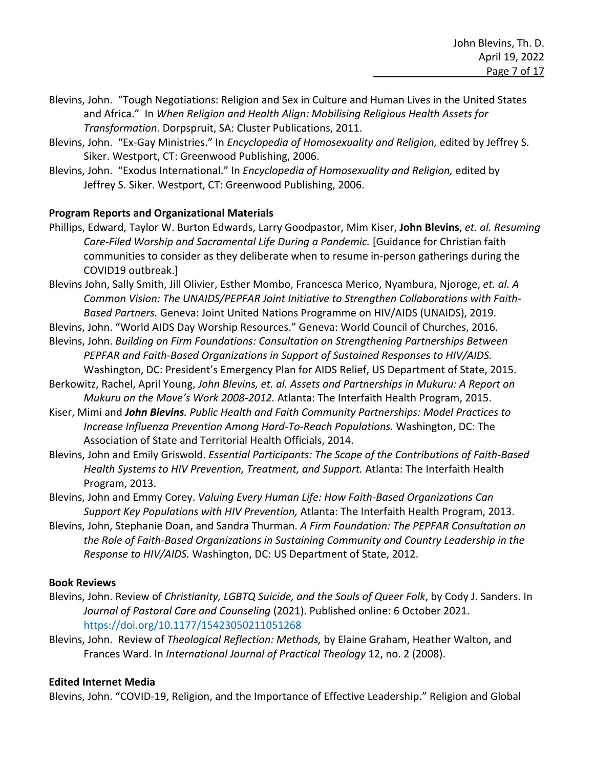Blevins, John. "Tough Negotiations: Religion and Sex in Culture and Human Lives in the United States and Africa." In *When Religion and Health Align: Mobilising Religious Health Assets for Transformation*. Dorpspruit, SA: Cluster Publications, 2011.

Blevins, John. "Ex-Gay Ministries." In *Encyclopedia of Homosexuality and Religion,* edited by Jeffrey S. Siker. Westport, CT: Greenwood Publishing, 2006.

Blevins, John. "Exodus International." In *Encyclopedia of Homosexuality and Religion,* edited by Jeffrey S. Siker. Westport, CT: Greenwood Publishing, 2006.

**Program Reports and Organizational Materials**

Phillips, Edward, Taylor W. Burton Edwards, Larry Goodpastor, Mim Kiser, **John Blevins**, *et. al. Resuming Care-Filed Worship and Sacramental Life During a Pandemic.* [Guidance for Christian faith communities to consider as they deliberate when to resume in-person gatherings during the COVID19 outbreak.]

Blevins John, Sally Smith, Jill Olivier, Esther Mombo, Francesca Merico, Nyambura, Njoroge, *et. al. A Common Vision: The UNAIDS/PEPFAR Joint Initiative to Strengthen Collaborations with Faith-Based Partners.* Geneva: Joint United Nations Programme on HIV/AIDS (UNAIDS), 2019.

Blevins, John. "World AIDS Day Worship Resources." Geneva: World Council of Churches, 2016.

Blevins, John. *Building on Firm Foundations: Consultation on Strengthening Partnerships Between PEPFAR and Faith-Based Organizations in Support of Sustained Responses to HIV/AIDS.* Washington, DC: President's Emergency Plan for AIDS Relief, US Department of State, 2015.

Berkowitz, Rachel, April Young, *John Blevins, et. al. Assets and Partnerships in Mukuru: A Report on Mukuru on the Move's Work 2008-2012.* Atlanta: The Interfaith Health Program, 2015.

Kiser, Mimi and ***John Blevins****. Public Health and Faith Community Partnerships: Model Practices to Increase Influenza Prevention Among Hard-To-Reach Populations.* Washington, DC: The Association of State and Territorial Health Officials, 2014.

Blevins, John and Emily Griswold. *Essential Participants: The Scope of the Contributions of Faith-Based Health Systems to HIV Prevention, Treatment, and Support.* Atlanta: The Interfaith Health Program, 2013.

Blevins, John and Emmy Corey. *Valuing Every Human Life: How Faith-Based Organizations Can Support Key Populations with HIV Prevention,* Atlanta: The Interfaith Health Program, 2013.

Blevins, John, Stephanie Doan, and Sandra Thurman. *A Firm Foundation: The PEPFAR Consultation on the Role of Faith-Based Organizations in Sustaining Community and Country Leadership in the Response to HIV/AIDS.* Washington, DC: US Department of State, 2012.

**Book Reviews**

Blevins, John. Review of *Christianity, LGBTQ Suicide, and the Souls of Queer Folk*, by Cody J. Sanders. In *Journal of Pastoral Care and Counseling* (2021). Published online: 6 October 2021. https://doi.org/10.1177/15423050211051268

Blevins, John. Review of *Theological Reflection: Methods,* by Elaine Graham, Heather Walton, and Frances Ward. In *International Journal of Practical Theology* 12, no. 2 (2008).

**Edited Internet Media**

Blevins, John. "COVID-19, Religion, and the Importance of Effective Leadership." Religion and Global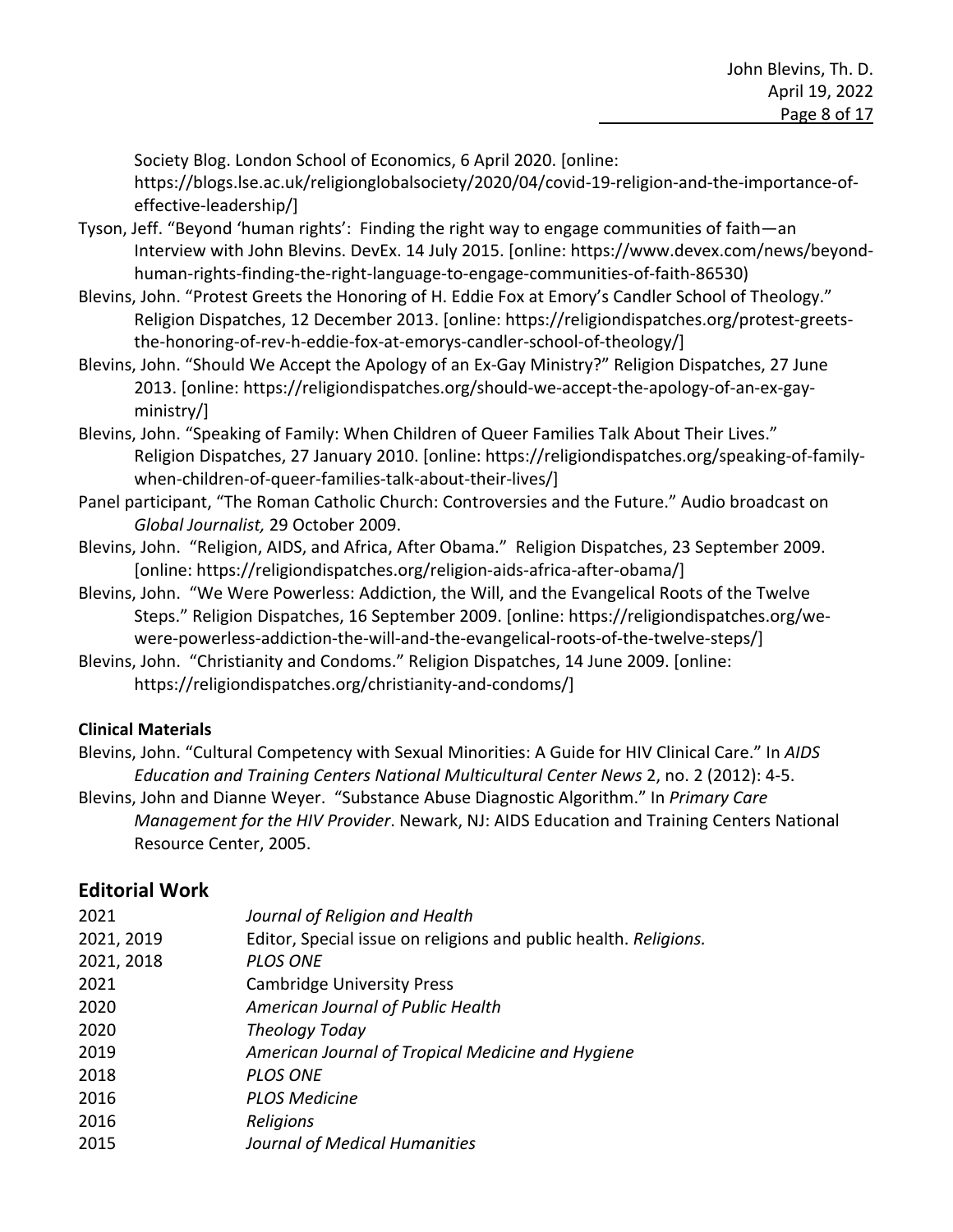Society Blog. London School of Economics, 6 April 2020. [online: https://blogs.lse.ac.uk/religionglobalsociety/2020/04/covid-19-religion-and-the-importance-of-effective-leadership/]

Tyson, Jeff. "Beyond 'human rights': Finding the right way to engage communities of faith—an Interview with John Blevins. DevEx. 14 July 2015. [online: https://www.devex.com/news/beyond-human-rights-finding-the-right-language-to-engage-communities-of-faith-86530)

Blevins, John. "Protest Greets the Honoring of H. Eddie Fox at Emory's Candler School of Theology." Religion Dispatches, 12 December 2013. [online: https://religiondispatches.org/protest-greets-the-honoring-of-rev-h-eddie-fox-at-emorys-candler-school-of-theology/]

Blevins, John. "Should We Accept the Apology of an Ex-Gay Ministry?" Religion Dispatches, 27 June 2013. [online: https://religiondispatches.org/should-we-accept-the-apology-of-an-ex-gay-ministry/]

Blevins, John. "Speaking of Family: When Children of Queer Families Talk About Their Lives." Religion Dispatches, 27 January 2010. [online: https://religiondispatches.org/speaking-of-family-when-children-of-queer-families-talk-about-their-lives/]

Panel participant, "The Roman Catholic Church: Controversies and the Future." Audio broadcast on *Global Journalist,* 29 October 2009.

Blevins, John. "Religion, AIDS, and Africa, After Obama." Religion Dispatches, 23 September 2009. [online: https://religiondispatches.org/religion-aids-africa-after-obama/]

Blevins, John. "We Were Powerless: Addiction, the Will, and the Evangelical Roots of the Twelve Steps." Religion Dispatches, 16 September 2009. [online: https://religiondispatches.org/we-were-powerless-addiction-the-will-and-the-evangelical-roots-of-the-twelve-steps/]

Blevins, John. "Christianity and Condoms." Religion Dispatches, 14 June 2009. [online: https://religiondispatches.org/christianity-and-condoms/]

**Clinical Materials**

Blevins, John. "Cultural Competency with Sexual Minorities: A Guide for HIV Clinical Care." In *AIDS Education and Training Centers National Multicultural Center News* 2, no. 2 (2012): 4-5.

Blevins, John and Dianne Weyer. "Substance Abuse Diagnostic Algorithm." In *Primary Care Management for the HIV Provider*. Newark, NJ: AIDS Education and Training Centers National Resource Center, 2005.

## Editorial Work

| | |
|---|---|
| 2021 | *Journal of Religion and Health* |
| 2021, 2019 | Editor, Special issue on religions and public health. *Religions.* |
| 2021, 2018 | *PLOS ONE* |
| 2021 | Cambridge University Press |
| 2020 | *American Journal of Public Health* |
| 2020 | *Theology Today* |
| 2019 | *American Journal of Tropical Medicine and Hygiene* |
| 2018 | *PLOS ONE* |
| 2016 | *PLOS Medicine* |
| 2016 | *Religions* |
| 2015 | *Journal of Medical Humanities* |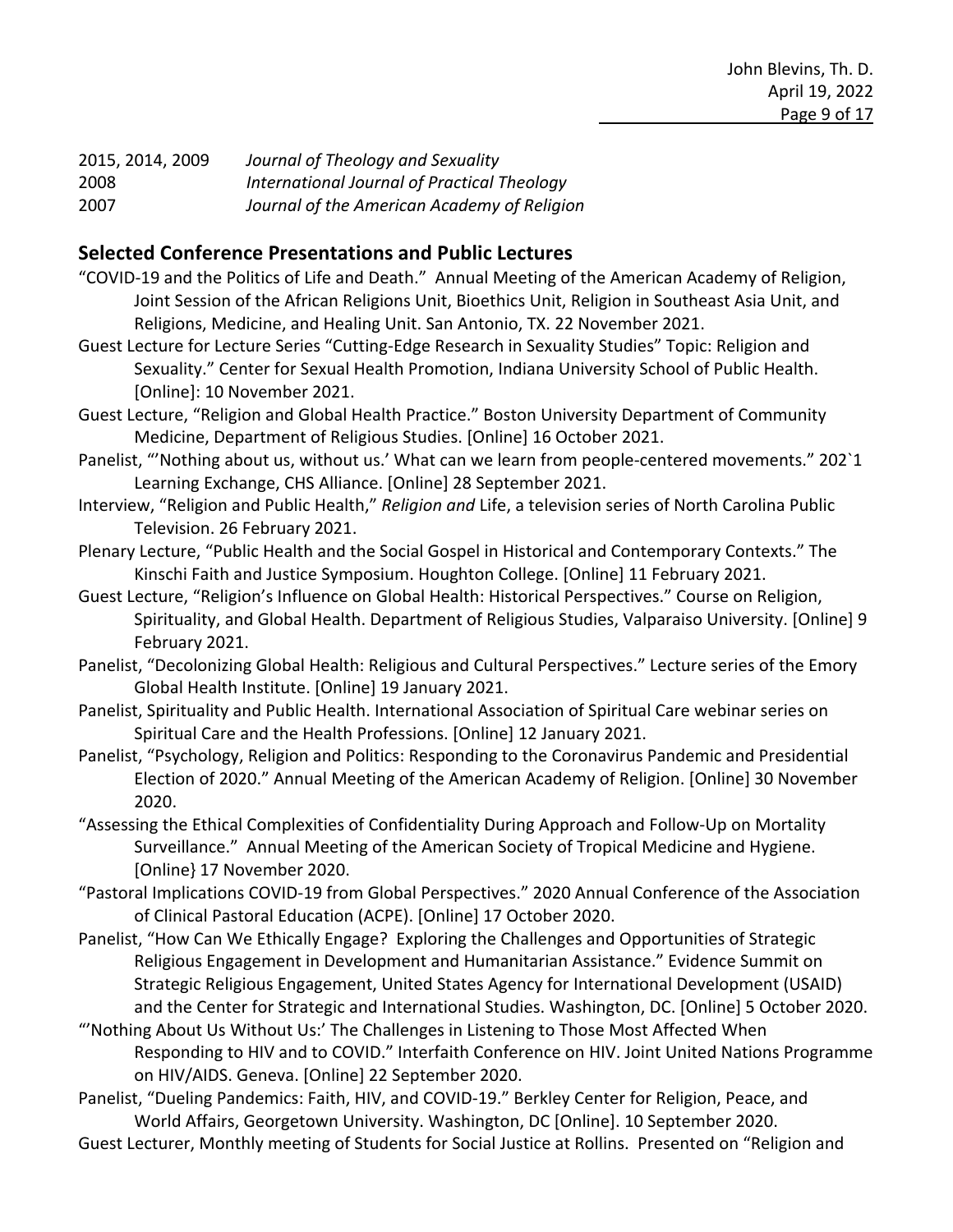| | |
|---|---|
| 2015, 2014, 2009 | *Journal of Theology and Sexuality* |
| 2008 | *International Journal of Practical Theology* |
| 2007 | *Journal of the American Academy of Religion* |

## Selected Conference Presentations and Public Lectures

"COVID-19 and the Politics of Life and Death." Annual Meeting of the American Academy of Religion, Joint Session of the African Religions Unit, Bioethics Unit, Religion in Southeast Asia Unit, and Religions, Medicine, and Healing Unit. San Antonio, TX. 22 November 2021.

Guest Lecture for Lecture Series "Cutting-Edge Research in Sexuality Studies" Topic: Religion and Sexuality." Center for Sexual Health Promotion, Indiana University School of Public Health. [Online]: 10 November 2021.

Guest Lecture, "Religion and Global Health Practice." Boston University Department of Community Medicine, Department of Religious Studies. [Online] 16 October 2021.

Panelist, "'Nothing about us, without us.' What can we learn from people-centered movements." 202`1 Learning Exchange, CHS Alliance. [Online] 28 September 2021.

Interview, "Religion and Public Health," *Religion and* Life, a television series of North Carolina Public Television. 26 February 2021.

Plenary Lecture, "Public Health and the Social Gospel in Historical and Contemporary Contexts." The Kinschi Faith and Justice Symposium. Houghton College. [Online] 11 February 2021.

Guest Lecture, "Religion's Influence on Global Health: Historical Perspectives." Course on Religion, Spirituality, and Global Health. Department of Religious Studies, Valparaiso University. [Online] 9 February 2021.

Panelist, "Decolonizing Global Health: Religious and Cultural Perspectives." Lecture series of the Emory Global Health Institute. [Online] 19 January 2021.

Panelist, Spirituality and Public Health. International Association of Spiritual Care webinar series on Spiritual Care and the Health Professions. [Online] 12 January 2021.

Panelist, "Psychology, Religion and Politics: Responding to the Coronavirus Pandemic and Presidential Election of 2020." Annual Meeting of the American Academy of Religion. [Online] 30 November 2020.

"Assessing the Ethical Complexities of Confidentiality During Approach and Follow-Up on Mortality Surveillance." Annual Meeting of the American Society of Tropical Medicine and Hygiene. [Online} 17 November 2020.

"Pastoral Implications COVID-19 from Global Perspectives." 2020 Annual Conference of the Association of Clinical Pastoral Education (ACPE). [Online] 17 October 2020.

Panelist, "How Can We Ethically Engage? Exploring the Challenges and Opportunities of Strategic Religious Engagement in Development and Humanitarian Assistance." Evidence Summit on Strategic Religious Engagement, United States Agency for International Development (USAID) and the Center for Strategic and International Studies. Washington, DC. [Online] 5 October 2020.

"'Nothing About Us Without Us:' The Challenges in Listening to Those Most Affected When Responding to HIV and to COVID." Interfaith Conference on HIV. Joint United Nations Programme on HIV/AIDS. Geneva. [Online] 22 September 2020.

Panelist, "Dueling Pandemics: Faith, HIV, and COVID-19." Berkley Center for Religion, Peace, and World Affairs, Georgetown University. Washington, DC [Online]. 10 September 2020.

Guest Lecturer, Monthly meeting of Students for Social Justice at Rollins. Presented on "Religion and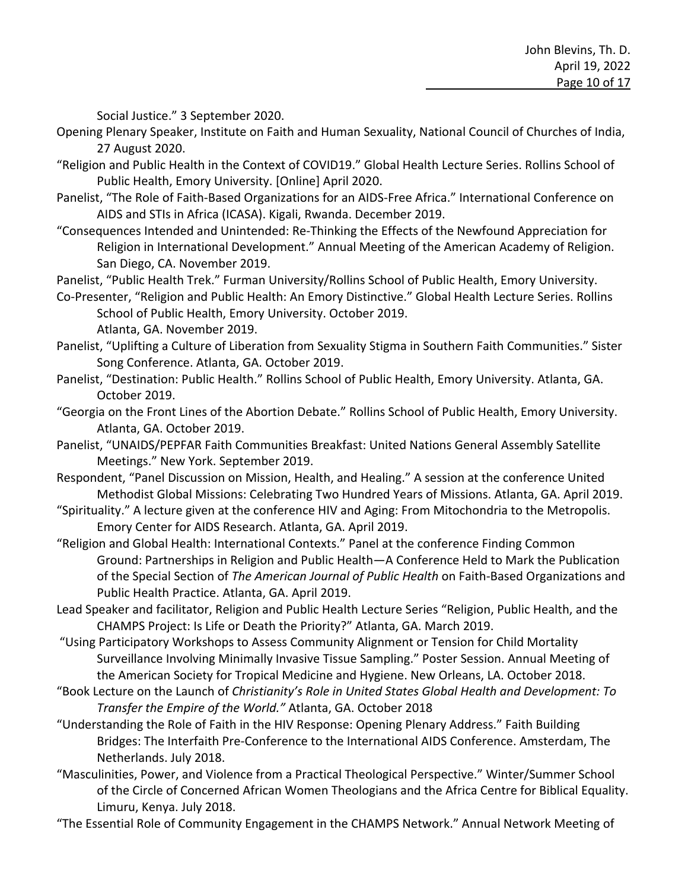Social Justice." 3 September 2020.

Opening Plenary Speaker, Institute on Faith and Human Sexuality, National Council of Churches of India, 27 August 2020.

"Religion and Public Health in the Context of COVID19." Global Health Lecture Series. Rollins School of Public Health, Emory University. [Online] April 2020.

Panelist, "The Role of Faith-Based Organizations for an AIDS-Free Africa." International Conference on AIDS and STIs in Africa (ICASA). Kigali, Rwanda. December 2019.

"Consequences Intended and Unintended: Re-Thinking the Effects of the Newfound Appreciation for Religion in International Development." Annual Meeting of the American Academy of Religion. San Diego, CA. November 2019.

Panelist, "Public Health Trek." Furman University/Rollins School of Public Health, Emory University.

Co-Presenter, "Religion and Public Health: An Emory Distinctive." Global Health Lecture Series. Rollins School of Public Health, Emory University. October 2019.
Atlanta, GA. November 2019.

Panelist, "Uplifting a Culture of Liberation from Sexuality Stigma in Southern Faith Communities." Sister Song Conference. Atlanta, GA. October 2019.

Panelist, "Destination: Public Health." Rollins School of Public Health, Emory University. Atlanta, GA. October 2019.

"Georgia on the Front Lines of the Abortion Debate." Rollins School of Public Health, Emory University. Atlanta, GA. October 2019.

Panelist, "UNAIDS/PEPFAR Faith Communities Breakfast: United Nations General Assembly Satellite Meetings." New York. September 2019.

Respondent, "Panel Discussion on Mission, Health, and Healing." A session at the conference United Methodist Global Missions: Celebrating Two Hundred Years of Missions. Atlanta, GA. April 2019.

"Spirituality." A lecture given at the conference HIV and Aging: From Mitochondria to the Metropolis. Emory Center for AIDS Research. Atlanta, GA. April 2019.

"Religion and Global Health: International Contexts." Panel at the conference Finding Common Ground: Partnerships in Religion and Public Health—A Conference Held to Mark the Publication of the Special Section of *The American Journal of Public Health* on Faith-Based Organizations and Public Health Practice. Atlanta, GA. April 2019.

Lead Speaker and facilitator, Religion and Public Health Lecture Series "Religion, Public Health, and the CHAMPS Project: Is Life or Death the Priority?" Atlanta, GA. March 2019.

"Using Participatory Workshops to Assess Community Alignment or Tension for Child Mortality Surveillance Involving Minimally Invasive Tissue Sampling." Poster Session. Annual Meeting of the American Society for Tropical Medicine and Hygiene. New Orleans, LA. October 2018.

"Book Lecture on the Launch of *Christianity's Role in United States Global Health and Development: To Transfer the Empire of the World."* Atlanta, GA. October 2018

"Understanding the Role of Faith in the HIV Response: Opening Plenary Address." Faith Building Bridges: The Interfaith Pre-Conference to the International AIDS Conference. Amsterdam, The Netherlands. July 2018.

"Masculinities, Power, and Violence from a Practical Theological Perspective." Winter/Summer School of the Circle of Concerned African Women Theologians and the Africa Centre for Biblical Equality. Limuru, Kenya. July 2018.

"The Essential Role of Community Engagement in the CHAMPS Network." Annual Network Meeting of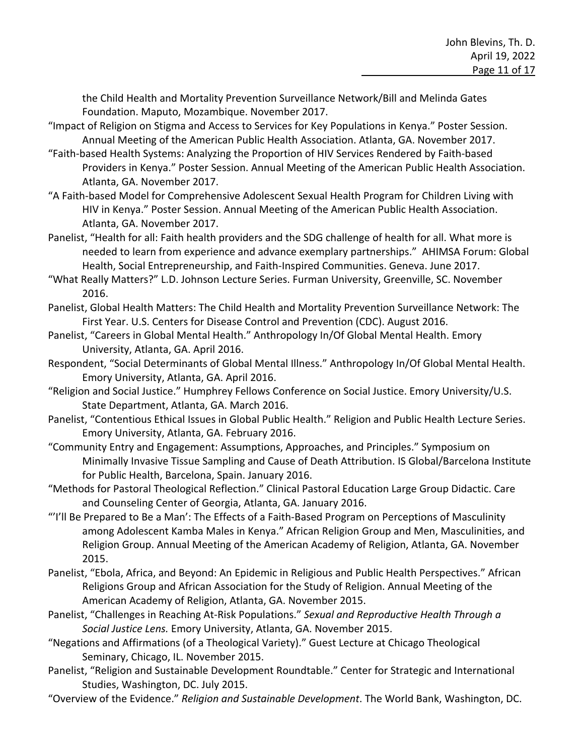the Child Health and Mortality Prevention Surveillance Network/Bill and Melinda Gates Foundation. Maputo, Mozambique. November 2017.

"Impact of Religion on Stigma and Access to Services for Key Populations in Kenya." Poster Session. Annual Meeting of the American Public Health Association. Atlanta, GA. November 2017.

"Faith-based Health Systems: Analyzing the Proportion of HIV Services Rendered by Faith-based Providers in Kenya." Poster Session. Annual Meeting of the American Public Health Association. Atlanta, GA. November 2017.

"A Faith-based Model for Comprehensive Adolescent Sexual Health Program for Children Living with HIV in Kenya." Poster Session. Annual Meeting of the American Public Health Association. Atlanta, GA. November 2017.

Panelist, "Health for all: Faith health providers and the SDG challenge of health for all. What more is needed to learn from experience and advance exemplary partnerships." AHIMSA Forum: Global Health, Social Entrepreneurship, and Faith-Inspired Communities. Geneva. June 2017.

"What Really Matters?" L.D. Johnson Lecture Series. Furman University, Greenville, SC. November 2016.

Panelist, Global Health Matters: The Child Health and Mortality Prevention Surveillance Network: The First Year. U.S. Centers for Disease Control and Prevention (CDC). August 2016.

Panelist, "Careers in Global Mental Health." Anthropology In/Of Global Mental Health. Emory University, Atlanta, GA. April 2016.

Respondent, "Social Determinants of Global Mental Illness." Anthropology In/Of Global Mental Health. Emory University, Atlanta, GA. April 2016.

"Religion and Social Justice." Humphrey Fellows Conference on Social Justice. Emory University/U.S. State Department, Atlanta, GA. March 2016.

Panelist, "Contentious Ethical Issues in Global Public Health." Religion and Public Health Lecture Series. Emory University, Atlanta, GA. February 2016.

"Community Entry and Engagement: Assumptions, Approaches, and Principles." Symposium on Minimally Invasive Tissue Sampling and Cause of Death Attribution. IS Global/Barcelona Institute for Public Health, Barcelona, Spain. January 2016.

"Methods for Pastoral Theological Reflection." Clinical Pastoral Education Large Group Didactic. Care and Counseling Center of Georgia, Atlanta, GA. January 2016.

"'I'll Be Prepared to Be a Man': The Effects of a Faith-Based Program on Perceptions of Masculinity among Adolescent Kamba Males in Kenya." African Religion Group and Men, Masculinities, and Religion Group. Annual Meeting of the American Academy of Religion, Atlanta, GA. November 2015.

Panelist, "Ebola, Africa, and Beyond: An Epidemic in Religious and Public Health Perspectives." African Religions Group and African Association for the Study of Religion. Annual Meeting of the American Academy of Religion, Atlanta, GA. November 2015.

Panelist, "Challenges in Reaching At-Risk Populations." *Sexual and Reproductive Health Through a Social Justice Lens.* Emory University, Atlanta, GA. November 2015.

"Negations and Affirmations (of a Theological Variety)." Guest Lecture at Chicago Theological Seminary, Chicago, IL. November 2015.

Panelist, "Religion and Sustainable Development Roundtable." Center for Strategic and International Studies, Washington, DC. July 2015.

"Overview of the Evidence." *Religion and Sustainable Development*. The World Bank, Washington, DC.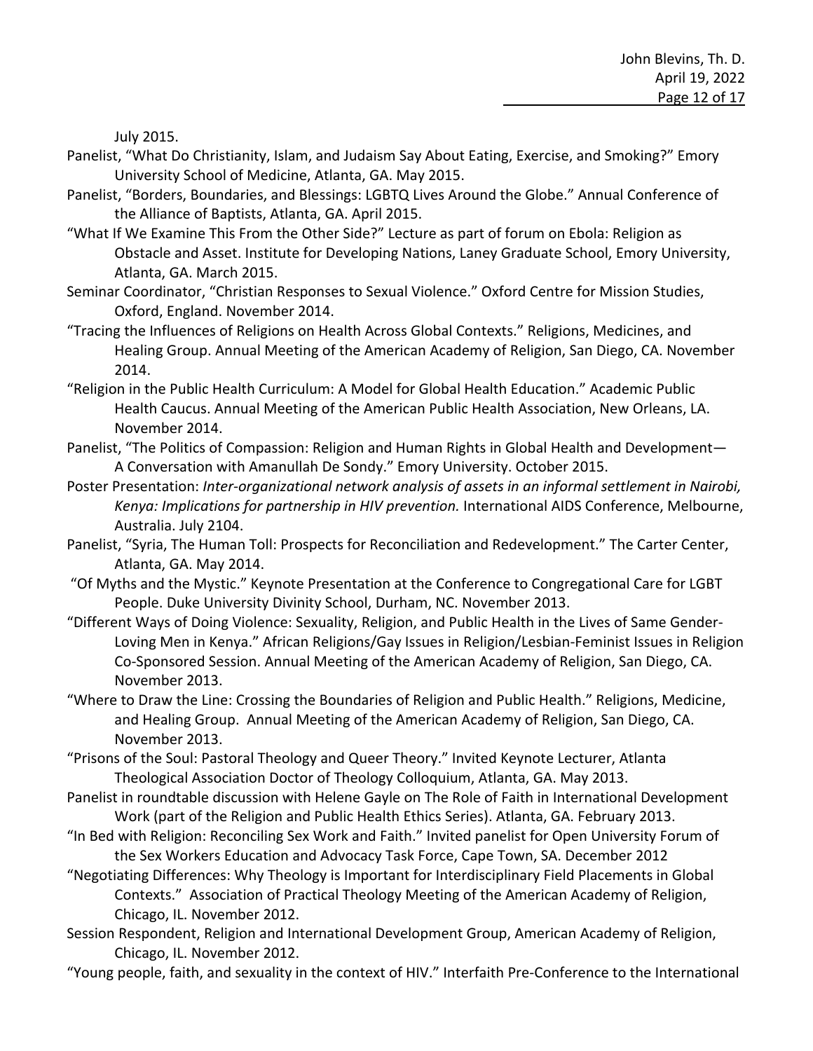July 2015.

Panelist, "What Do Christianity, Islam, and Judaism Say About Eating, Exercise, and Smoking?" Emory University School of Medicine, Atlanta, GA. May 2015.

Panelist, "Borders, Boundaries, and Blessings: LGBTQ Lives Around the Globe." Annual Conference of the Alliance of Baptists, Atlanta, GA. April 2015.

"What If We Examine This From the Other Side?" Lecture as part of forum on Ebola: Religion as Obstacle and Asset. Institute for Developing Nations, Laney Graduate School, Emory University, Atlanta, GA. March 2015.

Seminar Coordinator, "Christian Responses to Sexual Violence." Oxford Centre for Mission Studies, Oxford, England. November 2014.

"Tracing the Influences of Religions on Health Across Global Contexts." Religions, Medicines, and Healing Group. Annual Meeting of the American Academy of Religion, San Diego, CA. November 2014.

"Religion in the Public Health Curriculum: A Model for Global Health Education." Academic Public Health Caucus. Annual Meeting of the American Public Health Association, New Orleans, LA. November 2014.

Panelist, "The Politics of Compassion: Religion and Human Rights in Global Health and Development—A Conversation with Amanullah De Sondy." Emory University. October 2015.

Poster Presentation: *Inter-organizational network analysis of assets in an informal settlement in Nairobi, Kenya: Implications for partnership in HIV prevention.* International AIDS Conference, Melbourne, Australia. July 2104.

Panelist, "Syria, The Human Toll: Prospects for Reconciliation and Redevelopment." The Carter Center, Atlanta, GA. May 2014.

"Of Myths and the Mystic." Keynote Presentation at the Conference to Congregational Care for LGBT People. Duke University Divinity School, Durham, NC. November 2013.

"Different Ways of Doing Violence: Sexuality, Religion, and Public Health in the Lives of Same Gender-Loving Men in Kenya." African Religions/Gay Issues in Religion/Lesbian-Feminist Issues in Religion Co-Sponsored Session. Annual Meeting of the American Academy of Religion, San Diego, CA. November 2013.

"Where to Draw the Line: Crossing the Boundaries of Religion and Public Health." Religions, Medicine, and Healing Group. Annual Meeting of the American Academy of Religion, San Diego, CA. November 2013.

"Prisons of the Soul: Pastoral Theology and Queer Theory." Invited Keynote Lecturer, Atlanta Theological Association Doctor of Theology Colloquium, Atlanta, GA. May 2013.

Panelist in roundtable discussion with Helene Gayle on The Role of Faith in International Development Work (part of the Religion and Public Health Ethics Series). Atlanta, GA. February 2013.

"In Bed with Religion: Reconciling Sex Work and Faith." Invited panelist for Open University Forum of the Sex Workers Education and Advocacy Task Force, Cape Town, SA. December 2012

"Negotiating Differences: Why Theology is Important for Interdisciplinary Field Placements in Global Contexts." Association of Practical Theology Meeting of the American Academy of Religion, Chicago, IL. November 2012.

Session Respondent, Religion and International Development Group, American Academy of Religion, Chicago, IL. November 2012.

"Young people, faith, and sexuality in the context of HIV." Interfaith Pre-Conference to the International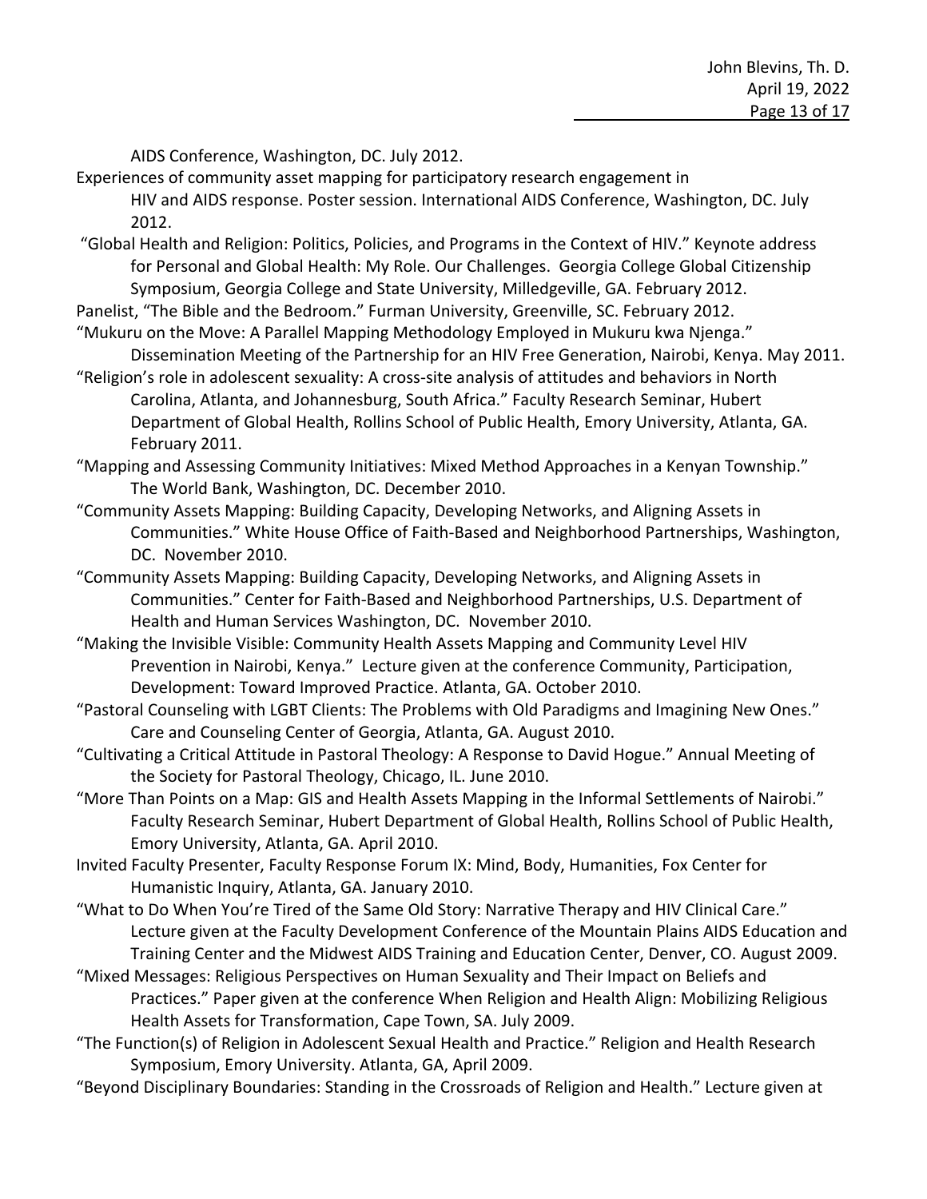AIDS Conference, Washington, DC. July 2012.

Experiences of community asset mapping for participatory research engagement in HIV and AIDS response. Poster session. International AIDS Conference, Washington, DC. July 2012.

"Global Health and Religion: Politics, Policies, and Programs in the Context of HIV." Keynote address for Personal and Global Health: My Role. Our Challenges. Georgia College Global Citizenship Symposium, Georgia College and State University, Milledgeville, GA. February 2012.

Panelist, "The Bible and the Bedroom." Furman University, Greenville, SC. February 2012.

"Mukuru on the Move: A Parallel Mapping Methodology Employed in Mukuru kwa Njenga." Dissemination Meeting of the Partnership for an HIV Free Generation, Nairobi, Kenya. May 2011.

"Religion's role in adolescent sexuality: A cross-site analysis of attitudes and behaviors in North Carolina, Atlanta, and Johannesburg, South Africa." Faculty Research Seminar, Hubert Department of Global Health, Rollins School of Public Health, Emory University, Atlanta, GA. February 2011.

"Mapping and Assessing Community Initiatives: Mixed Method Approaches in a Kenyan Township." The World Bank, Washington, DC. December 2010.

"Community Assets Mapping: Building Capacity, Developing Networks, and Aligning Assets in Communities." White House Office of Faith-Based and Neighborhood Partnerships, Washington, DC. November 2010.

"Community Assets Mapping: Building Capacity, Developing Networks, and Aligning Assets in Communities." Center for Faith-Based and Neighborhood Partnerships, U.S. Department of Health and Human Services Washington, DC. November 2010.

"Making the Invisible Visible: Community Health Assets Mapping and Community Level HIV Prevention in Nairobi, Kenya." Lecture given at the conference Community, Participation, Development: Toward Improved Practice. Atlanta, GA. October 2010.

"Pastoral Counseling with LGBT Clients: The Problems with Old Paradigms and Imagining New Ones." Care and Counseling Center of Georgia, Atlanta, GA. August 2010.

"Cultivating a Critical Attitude in Pastoral Theology: A Response to David Hogue." Annual Meeting of the Society for Pastoral Theology, Chicago, IL. June 2010.

"More Than Points on a Map: GIS and Health Assets Mapping in the Informal Settlements of Nairobi." Faculty Research Seminar, Hubert Department of Global Health, Rollins School of Public Health, Emory University, Atlanta, GA. April 2010.

Invited Faculty Presenter, Faculty Response Forum IX: Mind, Body, Humanities, Fox Center for Humanistic Inquiry, Atlanta, GA. January 2010.

"What to Do When You're Tired of the Same Old Story: Narrative Therapy and HIV Clinical Care." Lecture given at the Faculty Development Conference of the Mountain Plains AIDS Education and Training Center and the Midwest AIDS Training and Education Center, Denver, CO. August 2009.

"Mixed Messages: Religious Perspectives on Human Sexuality and Their Impact on Beliefs and Practices." Paper given at the conference When Religion and Health Align: Mobilizing Religious Health Assets for Transformation, Cape Town, SA. July 2009.

"The Function(s) of Religion in Adolescent Sexual Health and Practice." Religion and Health Research Symposium, Emory University. Atlanta, GA, April 2009.

"Beyond Disciplinary Boundaries: Standing in the Crossroads of Religion and Health." Lecture given at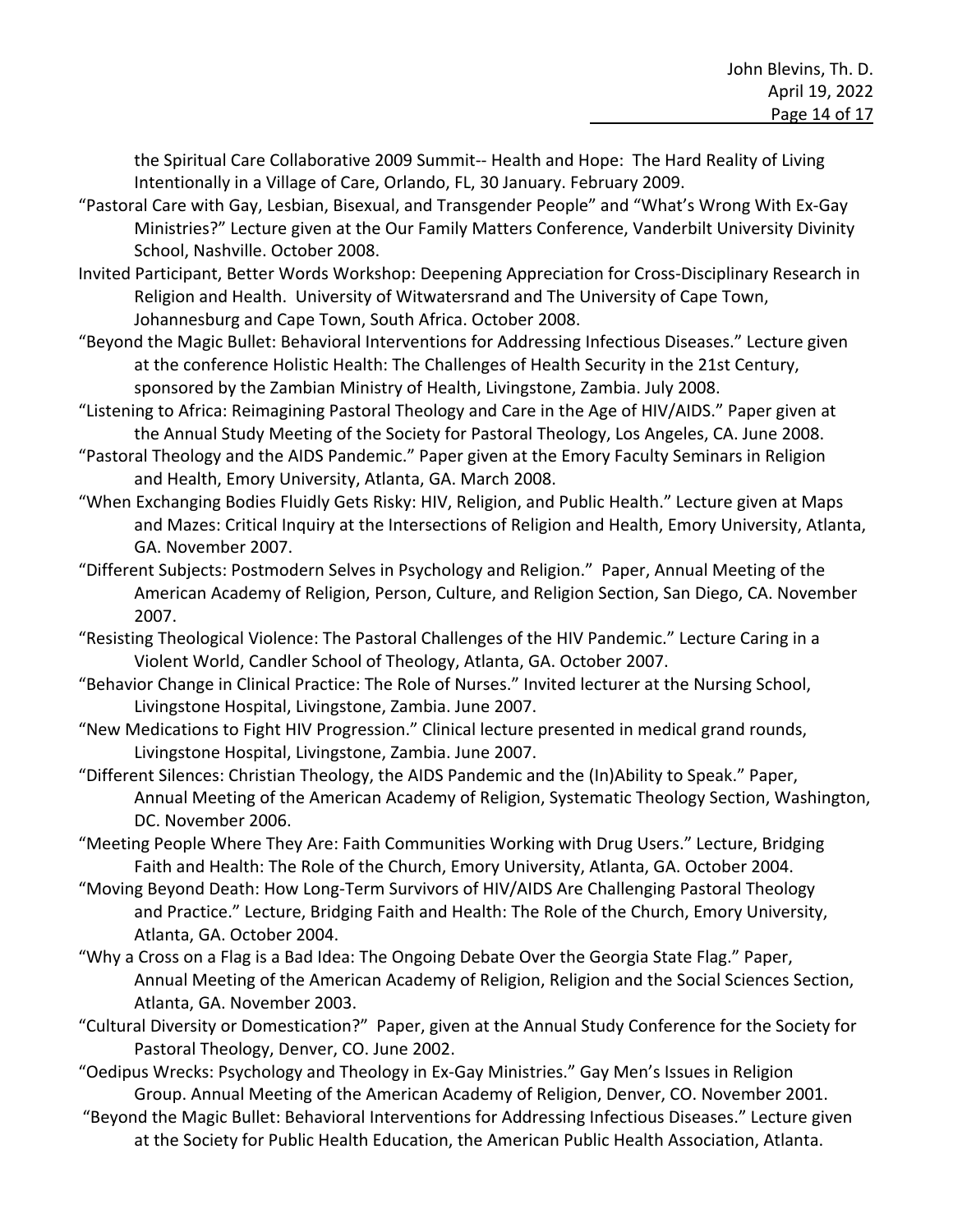the Spiritual Care Collaborative 2009 Summit-- Health and Hope: The Hard Reality of Living Intentionally in a Village of Care, Orlando, FL, 30 January. February 2009.

"Pastoral Care with Gay, Lesbian, Bisexual, and Transgender People" and "What's Wrong With Ex-Gay Ministries?" Lecture given at the Our Family Matters Conference, Vanderbilt University Divinity School, Nashville. October 2008.

Invited Participant, Better Words Workshop: Deepening Appreciation for Cross-Disciplinary Research in Religion and Health. University of Witwatersrand and The University of Cape Town, Johannesburg and Cape Town, South Africa. October 2008.

"Beyond the Magic Bullet: Behavioral Interventions for Addressing Infectious Diseases." Lecture given at the conference Holistic Health: The Challenges of Health Security in the 21st Century, sponsored by the Zambian Ministry of Health, Livingstone, Zambia. July 2008.

"Listening to Africa: Reimagining Pastoral Theology and Care in the Age of HIV/AIDS." Paper given at the Annual Study Meeting of the Society for Pastoral Theology, Los Angeles, CA. June 2008.

"Pastoral Theology and the AIDS Pandemic." Paper given at the Emory Faculty Seminars in Religion and Health, Emory University, Atlanta, GA. March 2008.

"When Exchanging Bodies Fluidly Gets Risky: HIV, Religion, and Public Health." Lecture given at Maps and Mazes: Critical Inquiry at the Intersections of Religion and Health, Emory University, Atlanta, GA. November 2007.

"Different Subjects: Postmodern Selves in Psychology and Religion." Paper, Annual Meeting of the American Academy of Religion, Person, Culture, and Religion Section, San Diego, CA. November 2007.

"Resisting Theological Violence: The Pastoral Challenges of the HIV Pandemic." Lecture Caring in a Violent World, Candler School of Theology, Atlanta, GA. October 2007.

"Behavior Change in Clinical Practice: The Role of Nurses." Invited lecturer at the Nursing School, Livingstone Hospital, Livingstone, Zambia. June 2007.

"New Medications to Fight HIV Progression." Clinical lecture presented in medical grand rounds, Livingstone Hospital, Livingstone, Zambia. June 2007.

"Different Silences: Christian Theology, the AIDS Pandemic and the (In)Ability to Speak." Paper, Annual Meeting of the American Academy of Religion, Systematic Theology Section, Washington, DC. November 2006.

"Meeting People Where They Are: Faith Communities Working with Drug Users." Lecture, Bridging Faith and Health: The Role of the Church, Emory University, Atlanta, GA. October 2004.

"Moving Beyond Death: How Long-Term Survivors of HIV/AIDS Are Challenging Pastoral Theology and Practice." Lecture, Bridging Faith and Health: The Role of the Church, Emory University, Atlanta, GA. October 2004.

"Why a Cross on a Flag is a Bad Idea: The Ongoing Debate Over the Georgia State Flag." Paper, Annual Meeting of the American Academy of Religion, Religion and the Social Sciences Section, Atlanta, GA. November 2003.

"Cultural Diversity or Domestication?" Paper, given at the Annual Study Conference for the Society for Pastoral Theology, Denver, CO. June 2002.

"Oedipus Wrecks: Psychology and Theology in Ex-Gay Ministries." Gay Men's Issues in Religion Group. Annual Meeting of the American Academy of Religion, Denver, CO. November 2001.

"Beyond the Magic Bullet: Behavioral Interventions for Addressing Infectious Diseases." Lecture given at the Society for Public Health Education, the American Public Health Association, Atlanta.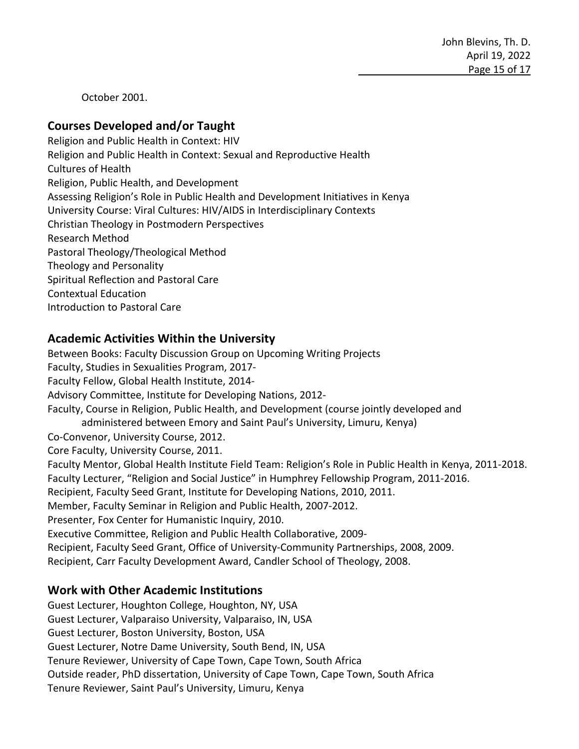October 2001.

## Courses Developed and/or Taught

Religion and Public Health in Context: HIV
Religion and Public Health in Context: Sexual and Reproductive Health
Cultures of Health
Religion, Public Health, and Development
Assessing Religion's Role in Public Health and Development Initiatives in Kenya
University Course: Viral Cultures: HIV/AIDS in Interdisciplinary Contexts
Christian Theology in Postmodern Perspectives
Research Method
Pastoral Theology/Theological Method
Theology and Personality
Spiritual Reflection and Pastoral Care
Contextual Education
Introduction to Pastoral Care

## Academic Activities Within the University

Between Books: Faculty Discussion Group on Upcoming Writing Projects
Faculty, Studies in Sexualities Program, 2017-
Faculty Fellow, Global Health Institute, 2014-
Advisory Committee, Institute for Developing Nations, 2012-
Faculty, Course in Religion, Public Health, and Development (course jointly developed and administered between Emory and Saint Paul's University, Limuru, Kenya)
Co-Convenor, University Course, 2012.
Core Faculty, University Course, 2011.
Faculty Mentor, Global Health Institute Field Team: Religion's Role in Public Health in Kenya, 2011-2018.
Faculty Lecturer, "Religion and Social Justice" in Humphrey Fellowship Program, 2011-2016.
Recipient, Faculty Seed Grant, Institute for Developing Nations, 2010, 2011.
Member, Faculty Seminar in Religion and Public Health, 2007-2012.
Presenter, Fox Center for Humanistic Inquiry, 2010.
Executive Committee, Religion and Public Health Collaborative, 2009-
Recipient, Faculty Seed Grant, Office of University-Community Partnerships, 2008, 2009.
Recipient, Carr Faculty Development Award, Candler School of Theology, 2008.

## Work with Other Academic Institutions

Guest Lecturer, Houghton College, Houghton, NY, USA
Guest Lecturer, Valparaiso University, Valparaiso, IN, USA
Guest Lecturer, Boston University, Boston, USA
Guest Lecturer, Notre Dame University, South Bend, IN, USA
Tenure Reviewer, University of Cape Town, Cape Town, South Africa
Outside reader, PhD dissertation, University of Cape Town, Cape Town, South Africa
Tenure Reviewer, Saint Paul's University, Limuru, Kenya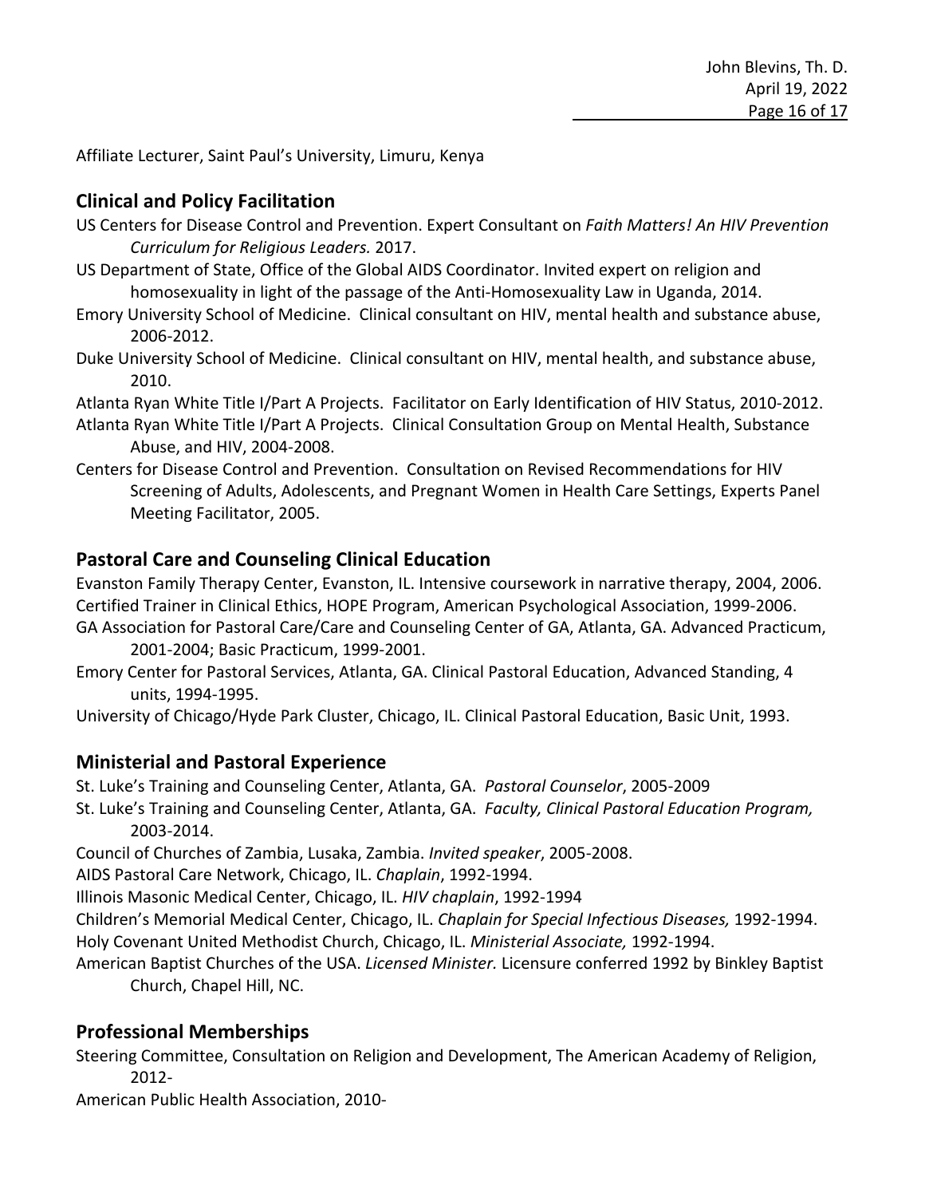Affiliate Lecturer, Saint Paul's University, Limuru, Kenya

## Clinical and Policy Facilitation

US Centers for Disease Control and Prevention. Expert Consultant on *Faith Matters! An HIV Prevention Curriculum for Religious Leaders.* 2017.

US Department of State, Office of the Global AIDS Coordinator. Invited expert on religion and homosexuality in light of the passage of the Anti-Homosexuality Law in Uganda, 2014.

Emory University School of Medicine. Clinical consultant on HIV, mental health and substance abuse, 2006-2012.

Duke University School of Medicine. Clinical consultant on HIV, mental health, and substance abuse, 2010.

Atlanta Ryan White Title I/Part A Projects. Facilitator on Early Identification of HIV Status, 2010-2012.

Atlanta Ryan White Title I/Part A Projects. Clinical Consultation Group on Mental Health, Substance Abuse, and HIV, 2004-2008.

Centers for Disease Control and Prevention. Consultation on Revised Recommendations for HIV Screening of Adults, Adolescents, and Pregnant Women in Health Care Settings, Experts Panel Meeting Facilitator, 2005.

## Pastoral Care and Counseling Clinical Education

Evanston Family Therapy Center, Evanston, IL. Intensive coursework in narrative therapy, 2004, 2006.

Certified Trainer in Clinical Ethics, HOPE Program, American Psychological Association, 1999-2006.

GA Association for Pastoral Care/Care and Counseling Center of GA, Atlanta, GA. Advanced Practicum, 2001-2004; Basic Practicum, 1999-2001.

Emory Center for Pastoral Services, Atlanta, GA. Clinical Pastoral Education, Advanced Standing, 4 units, 1994-1995.

University of Chicago/Hyde Park Cluster, Chicago, IL. Clinical Pastoral Education, Basic Unit, 1993.

## Ministerial and Pastoral Experience

St. Luke's Training and Counseling Center, Atlanta, GA. *Pastoral Counselor*, 2005-2009

St. Luke's Training and Counseling Center, Atlanta, GA. *Faculty, Clinical Pastoral Education Program,* 2003-2014.

Council of Churches of Zambia, Lusaka, Zambia. *Invited speaker*, 2005-2008.

AIDS Pastoral Care Network, Chicago, IL. *Chaplain*, 1992-1994.

Illinois Masonic Medical Center, Chicago, IL. *HIV chaplain*, 1992-1994

Children's Memorial Medical Center, Chicago, IL. *Chaplain for Special Infectious Diseases,* 1992-1994.

Holy Covenant United Methodist Church, Chicago, IL. *Ministerial Associate,* 1992-1994.

American Baptist Churches of the USA. *Licensed Minister.* Licensure conferred 1992 by Binkley Baptist Church, Chapel Hill, NC.

## Professional Memberships

Steering Committee, Consultation on Religion and Development, The American Academy of Religion, 2012-

American Public Health Association, 2010-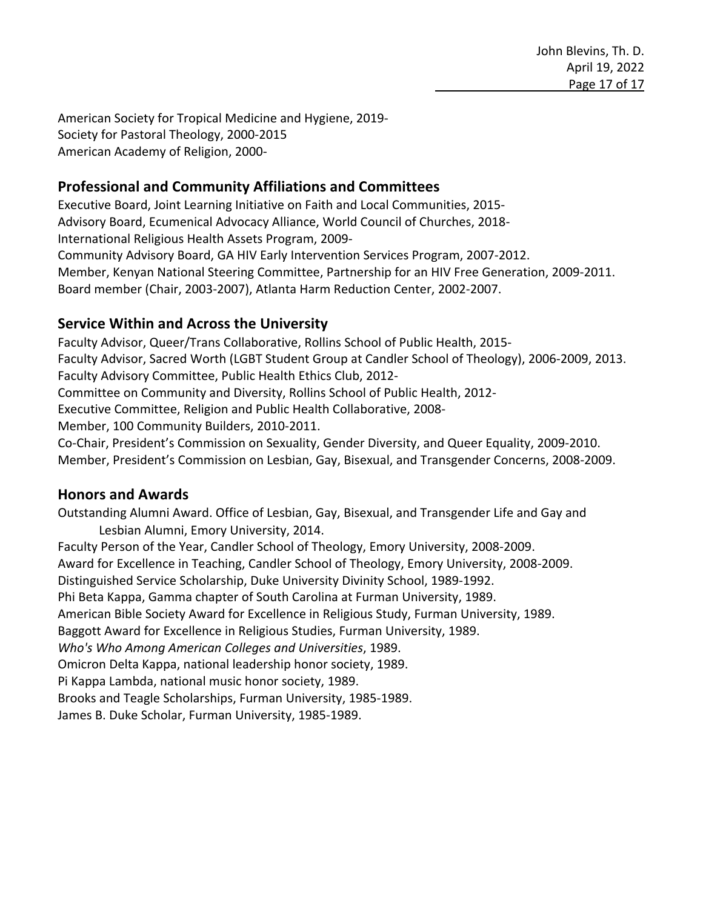American Society for Tropical Medicine and Hygiene, 2019-
Society for Pastoral Theology, 2000-2015
American Academy of Religion, 2000-

## Professional and Community Affiliations and Committees

Executive Board, Joint Learning Initiative on Faith and Local Communities, 2015-
Advisory Board, Ecumenical Advocacy Alliance, World Council of Churches, 2018-
International Religious Health Assets Program, 2009-
Community Advisory Board, GA HIV Early Intervention Services Program, 2007-2012.
Member, Kenyan National Steering Committee, Partnership for an HIV Free Generation, 2009-2011.
Board member (Chair, 2003-2007), Atlanta Harm Reduction Center, 2002-2007.

## Service Within and Across the University

Faculty Advisor, Queer/Trans Collaborative, Rollins School of Public Health, 2015-
Faculty Advisor, Sacred Worth (LGBT Student Group at Candler School of Theology), 2006-2009, 2013.
Faculty Advisory Committee, Public Health Ethics Club, 2012-
Committee on Community and Diversity, Rollins School of Public Health, 2012-
Executive Committee, Religion and Public Health Collaborative, 2008-
Member, 100 Community Builders, 2010-2011.
Co-Chair, President's Commission on Sexuality, Gender Diversity, and Queer Equality, 2009-2010.
Member, President's Commission on Lesbian, Gay, Bisexual, and Transgender Concerns, 2008-2009.

## Honors and Awards

Outstanding Alumni Award. Office of Lesbian, Gay, Bisexual, and Transgender Life and Gay and Lesbian Alumni, Emory University, 2014.
Faculty Person of the Year, Candler School of Theology, Emory University, 2008-2009.
Award for Excellence in Teaching, Candler School of Theology, Emory University, 2008-2009.
Distinguished Service Scholarship, Duke University Divinity School, 1989-1992.
Phi Beta Kappa, Gamma chapter of South Carolina at Furman University, 1989.
American Bible Society Award for Excellence in Religious Study, Furman University, 1989.
Baggott Award for Excellence in Religious Studies, Furman University, 1989.
*Who's Who Among American Colleges and Universities*, 1989.
Omicron Delta Kappa, national leadership honor society, 1989.
Pi Kappa Lambda, national music honor society, 1989.
Brooks and Teagle Scholarships, Furman University, 1985-1989.
James B. Duke Scholar, Furman University, 1985-1989.